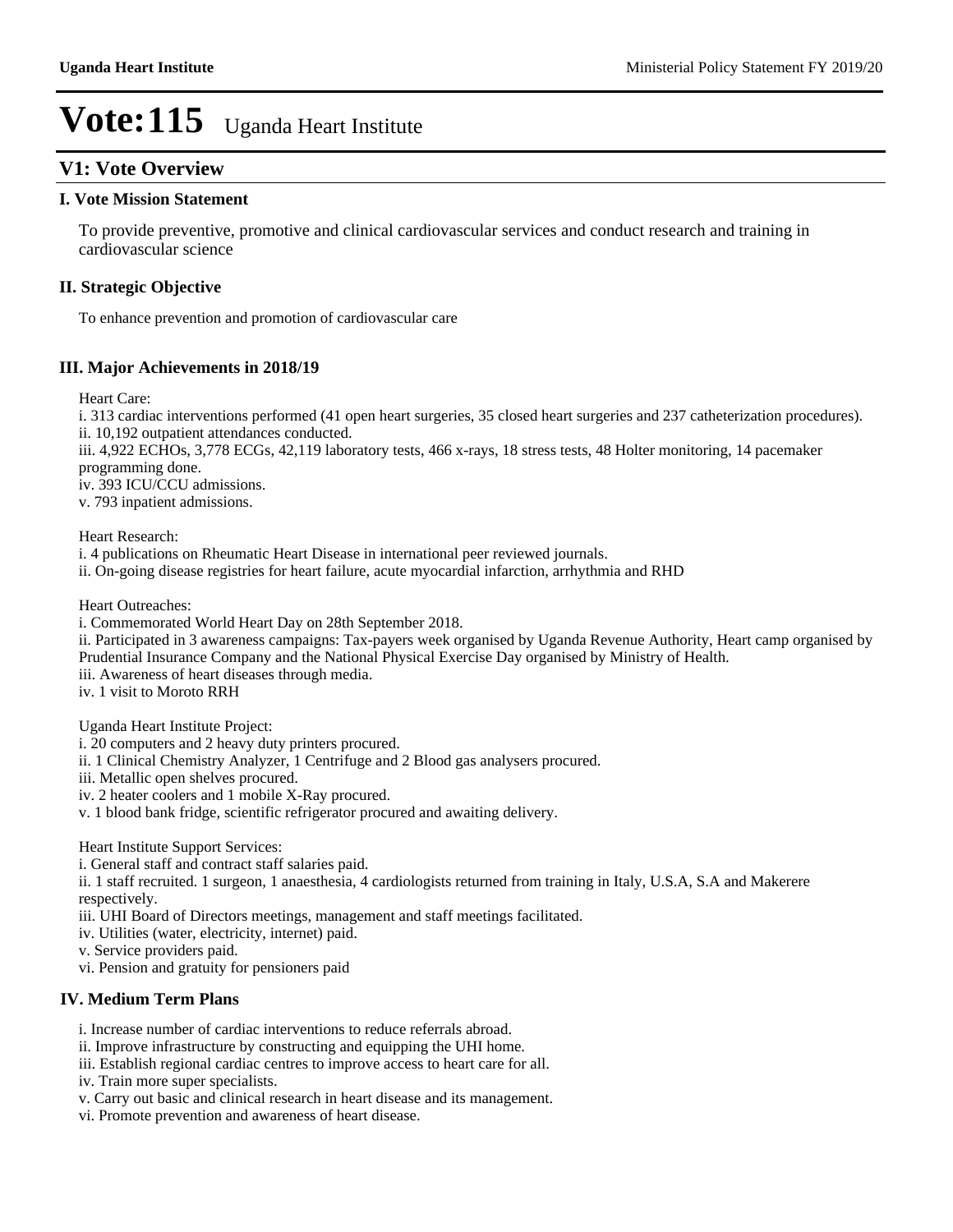# Vote:115 Uganda Heart Institute

## V1: Vote Overview

### I. Vote Mission Statement

To provide preventive, promotive and clinical cardiovascular services and conduct research and training in cardiovascular science

### II. Strategic Objective

To enhance prevention and promotion of cardiovascular care

### III. Major Achievements in 2018/19

Heart Care:
i. 313 cardiac interventions performed (41 open heart surgeries, 35 closed heart surgeries and 237 catheterization procedures).
ii. 10,192 outpatient attendances conducted.
iii. 4,922 ECHOs, 3,778 ECGs, 42,119 laboratory tests, 466 x-rays, 18 stress tests, 48 Holter monitoring, 14 pacemaker programming done.
iv. 393 ICU/CCU admissions.
v. 793 inpatient admissions.

Heart Research:
i. 4 publications on Rheumatic Heart Disease in international peer reviewed journals.
ii. On-going disease registries for heart failure, acute myocardial infarction, arrhythmia and RHD

Heart Outreaches:
i. Commemorated World Heart Day on 28th September 2018.
ii. Participated in 3 awareness campaigns: Tax-payers week organised by Uganda Revenue Authority, Heart camp organised by Prudential Insurance Company and the National Physical Exercise Day organised by Ministry of Health.
iii. Awareness of heart diseases through media.
iv. 1 visit to Moroto RRH

Uganda Heart Institute Project:
i. 20 computers and 2 heavy duty printers procured.
ii. 1 Clinical Chemistry Analyzer, 1 Centrifuge and 2 Blood gas analysers procured.
iii. Metallic open shelves procured.
iv. 2 heater coolers and 1 mobile X-Ray procured.
v. 1 blood bank fridge, scientific refrigerator procured and awaiting delivery.

Heart Institute Support Services:
i. General staff and contract staff salaries paid.
ii. 1 staff recruited. 1 surgeon, 1 anaesthesia, 4 cardiologists returned from training in Italy, U.S.A, S.A and Makerere respectively.
iii. UHI Board of Directors meetings, management and staff meetings facilitated.
iv. Utilities (water, electricity, internet) paid.
v. Service providers paid.
vi. Pension and gratuity for pensioners paid

### IV. Medium Term Plans

i. Increase number of cardiac interventions to reduce referrals abroad.
ii. Improve infrastructure by constructing and equipping the UHI home.
iii. Establish regional cardiac centres to improve access to heart care for all.
iv. Train more super specialists.
v. Carry out basic and clinical research in heart disease and its management.
vi. Promote prevention and awareness of heart disease.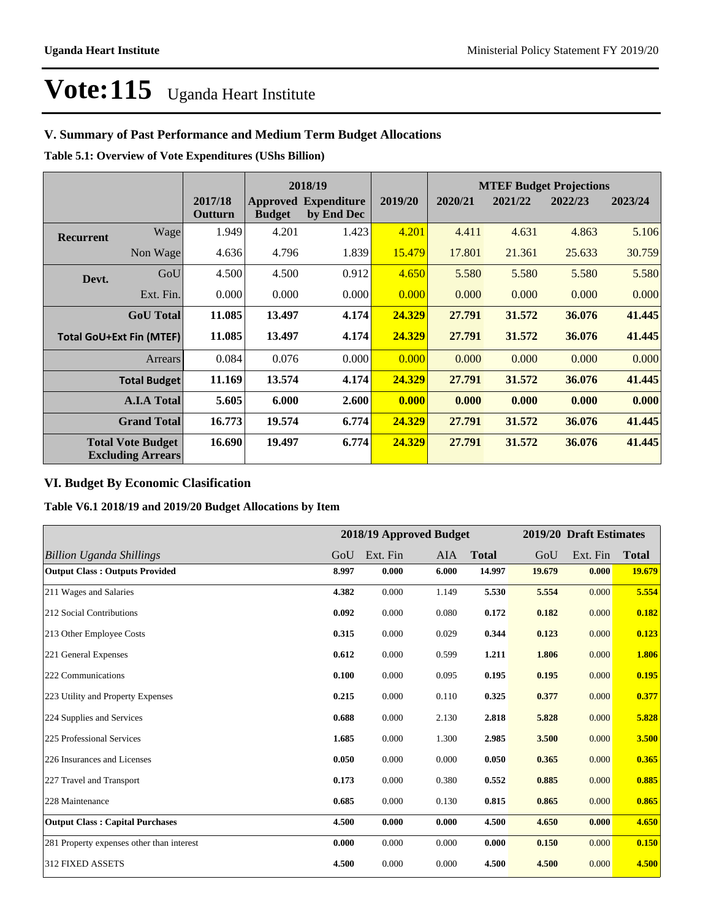# Vote:115 Uganda Heart Institute

## V. Summary of Past Performance and Medium Term Budget Allocations

**Table 5.1: Overview of Vote Expenditures (UShs Billion)**

| | | | 2018/19 | | | MTEF Budget Projections | | | |
|---|---|---|---|---|---|---|---|---|---|
| | | 2017/18 Outturn | Approved Budget | Expenditure by End Dec | 2019/20 | 2020/21 | 2021/22 | 2022/23 | 2023/24 |
| **Recurrent** | Wage | 1.949 | 4.201 | 1.423 | 4.201 | 4.411 | 4.631 | 4.863 | 5.106 |
| | Non Wage | 4.636 | 4.796 | 1.839 | 15.479 | 17.801 | 21.361 | 25.633 | 30.759 |
| **Devt.** | GoU | 4.500 | 4.500 | 0.912 | 4.650 | 5.580 | 5.580 | 5.580 | 5.580 |
| | Ext. Fin. | 0.000 | 0.000 | 0.000 | 0.000 | 0.000 | 0.000 | 0.000 | 0.000 |
| | **GoU Total** | **11.085** | **13.497** | **4.174** | **24.329** | **27.791** | **31.572** | **36.076** | **41.445** |
| **Total GoU+Ext Fin (MTEF)** | | **11.085** | **13.497** | **4.174** | **24.329** | **27.791** | **31.572** | **36.076** | **41.445** |
| | Arrears | 0.084 | 0.076 | 0.000 | 0.000 | 0.000 | 0.000 | 0.000 | 0.000 |
| | **Total Budget** | **11.169** | **13.574** | **4.174** | **24.329** | **27.791** | **31.572** | **36.076** | **41.445** |
| | **A.I.A Total** | **5.605** | **6.000** | **2.600** | **0.000** | **0.000** | **0.000** | **0.000** | **0.000** |
| | **Grand Total** | **16.773** | **19.574** | **6.774** | **24.329** | **27.791** | **31.572** | **36.076** | **41.445** |
| **Total Vote Budget Excluding Arrears** | | **16.690** | **19.497** | **6.774** | **24.329** | **27.791** | **31.572** | **36.076** | **41.445** |

## VI. Budget By Economic Clasification

**Table V6.1 2018/19 and 2019/20 Budget Allocations by Item**

| | 2018/19 Approved Budget | | | | 2019/20 Draft Estimates | | |
|---|---|---|---|---|---|---|---|
| *Billion Uganda Shillings* | GoU | Ext. Fin | AIA | **Total** | GoU | Ext. Fin | **Total** |
| **Output Class : Outputs Provided** | **8.997** | **0.000** | **6.000** | **14.997** | **19.679** | **0.000** | **19.679** |
| 211 Wages and Salaries | **4.382** | 0.000 | 1.149 | **5.530** | **5.554** | 0.000 | **5.554** |
| 212 Social Contributions | **0.092** | 0.000 | 0.080 | **0.172** | **0.182** | 0.000 | **0.182** |
| 213 Other Employee Costs | **0.315** | 0.000 | 0.029 | **0.344** | **0.123** | 0.000 | **0.123** |
| 221 General Expenses | **0.612** | 0.000 | 0.599 | **1.211** | **1.806** | 0.000 | **1.806** |
| 222 Communications | **0.100** | 0.000 | 0.095 | **0.195** | **0.195** | 0.000 | **0.195** |
| 223 Utility and Property Expenses | **0.215** | 0.000 | 0.110 | **0.325** | **0.377** | 0.000 | **0.377** |
| 224 Supplies and Services | **0.688** | 0.000 | 2.130 | **2.818** | **5.828** | 0.000 | **5.828** |
| 225 Professional Services | **1.685** | 0.000 | 1.300 | **2.985** | **3.500** | 0.000 | **3.500** |
| 226 Insurances and Licenses | **0.050** | 0.000 | 0.000 | **0.050** | **0.365** | 0.000 | **0.365** |
| 227 Travel and Transport | **0.173** | 0.000 | 0.380 | **0.552** | **0.885** | 0.000 | **0.885** |
| 228 Maintenance | **0.685** | 0.000 | 0.130 | **0.815** | **0.865** | 0.000 | **0.865** |
| **Output Class : Capital Purchases** | **4.500** | **0.000** | **0.000** | **4.500** | **4.650** | **0.000** | **4.650** |
| 281 Property expenses other than interest | **0.000** | 0.000 | 0.000 | **0.000** | **0.150** | 0.000 | **0.150** |
| 312 FIXED ASSETS | **4.500** | 0.000 | 0.000 | **4.500** | **4.500** | 0.000 | **4.500** |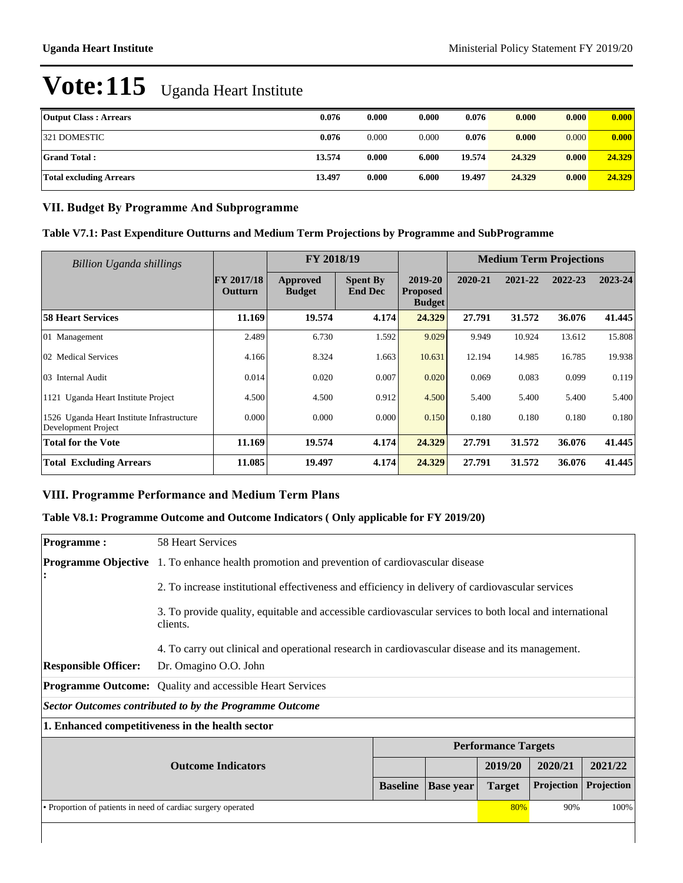# Vote:115 Uganda Heart Institute

| | | | | | | | |
|---|---|---|---|---|---|---|---|
| **Output Class : Arrears** | **0.076** | **0.000** | **0.000** | **0.076** | **0.000** | **0.000** | **0.000** |
| 321 DOMESTIC | **0.076** | 0.000 | 0.000 | **0.076** | **0.000** | 0.000 | **0.000** |
| **Grand Total :** | **13.574** | **0.000** | **6.000** | **19.574** | **24.329** | **0.000** | **24.329** |
| **Total excluding Arrears** | **13.497** | **0.000** | **6.000** | **19.497** | **24.329** | **0.000** | **24.329** |

## VII. Budget By Programme And Subprogramme

### Table V7.1: Past Expenditure Outturns and Medium Term Projections by Programme and SubProgramme

| *Billion Uganda shillings* | | FY 2018/19 | | | Medium Term Projections | | | |
|---|---|---|---|---|---|---|---|---|
| | **FY 2017/18 Outturn** | **Approved Budget** | **Spent By End Dec** | **2019-20 Proposed Budget** | **2020-21** | **2021-22** | **2022-23** | **2023-24** |
| **58 Heart Services** | **11.169** | **19.574** | **4.174** | **24.329** | **27.791** | **31.572** | **36.076** | **41.445** |
| 01 Management | 2.489 | 6.730 | 1.592 | 9.029 | 9.949 | 10.924 | 13.612 | 15.808 |
| 02 Medical Services | 4.166 | 8.324 | 1.663 | 10.631 | 12.194 | 14.985 | 16.785 | 19.938 |
| 03 Internal Audit | 0.014 | 0.020 | 0.007 | 0.020 | 0.069 | 0.083 | 0.099 | 0.119 |
| 1121 Uganda Heart Institute Project | 4.500 | 4.500 | 0.912 | 4.500 | 5.400 | 5.400 | 5.400 | 5.400 |
| 1526 Uganda Heart Institute Infrastructure Development Project | 0.000 | 0.000 | 0.000 | 0.150 | 0.180 | 0.180 | 0.180 | 0.180 |
| **Total for the Vote** | **11.169** | **19.574** | **4.174** | **24.329** | **27.791** | **31.572** | **36.076** | **41.445** |
| **Total Excluding Arrears** | **11.085** | **19.497** | **4.174** | **24.329** | **27.791** | **31.572** | **36.076** | **41.445** |

## VIII. Programme Performance and Medium Term Plans

### Table V8.1: Programme Outcome and Outcome Indicators ( Only applicable for FY 2019/20)

| | |
|---|---|
| **Programme :** | 58 Heart Services |
| **Programme Objective :** | 1. To enhance health promotion and prevention of cardiovascular disease<br>2. To increase institutional effectiveness and efficiency in delivery of cardiovascular services<br>3. To provide quality, equitable and accessible cardiovascular services to both local and international clients.<br>4. To carry out clinical and operational research in cardiovascular disease and its management. |
| **Responsible Officer:** | Dr. Omagino O.O. John |
| **Programme Outcome:** | Quality and accessible Heart Services |

***Sector Outcomes contributed to by the Programme Outcome***

**1. Enhanced competitiveness in the health sector**

| Outcome Indicators | Performance Targets | | | | |
|---|---|---|---|---|---|
| | | | 2019/20 | 2020/21 | 2021/22 |
| | **Baseline** | **Base year** | **Target** | **Projection** | **Projection** |
| • Proportion of patients in need of cardiac surgery operated | | | 80% | 90% | 100% |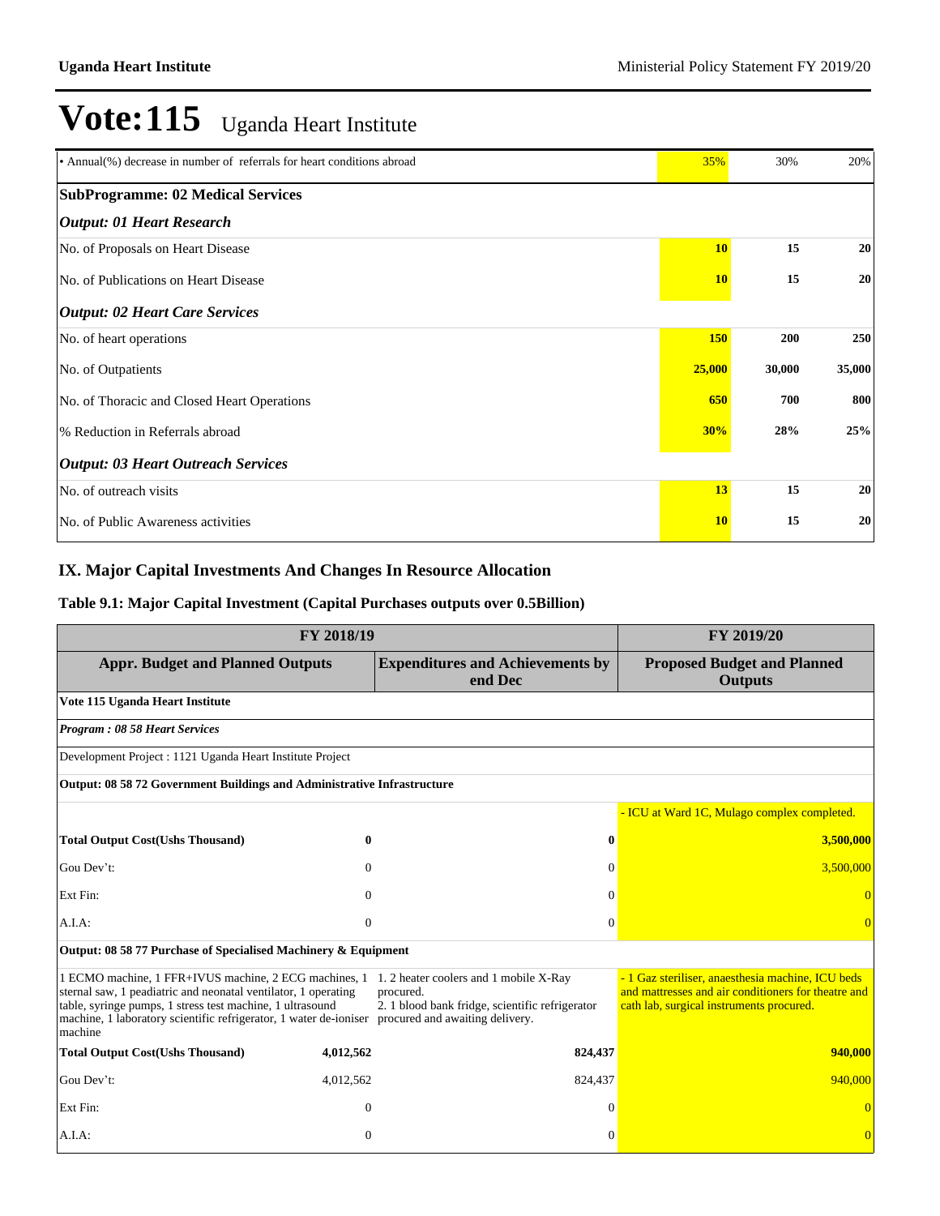# Vote:115 Uganda Heart Institute

| | | | |
|---|---|---|---|
| • Annual(%) decrease in number of referrals for heart conditions abroad | 35% | 30% | 20% |
| **SubProgramme: 02 Medical Services** | | | |
| ***Output: 01 Heart Research*** | | | |
| No. of Proposals on Heart Disease | **10** | **15** | **20** |
| No. of Publications on Heart Disease | **10** | **15** | **20** |
| ***Output: 02 Heart Care Services*** | | | |
| No. of heart operations | **150** | **200** | **250** |
| No. of Outpatients | **25,000** | **30,000** | **35,000** |
| No. of Thoracic and Closed Heart Operations | **650** | **700** | **800** |
| % Reduction in Referrals abroad | **30%** | **28%** | **25%** |
| ***Output: 03 Heart Outreach Services*** | | | |
| No. of outreach visits | **13** | **15** | **20** |
| No. of Public Awareness activities | **10** | **15** | **20** |

## IX. Major Capital Investments And Changes In Resource Allocation

### Table 9.1: Major Capital Investment (Capital Purchases outputs over 0.5Billion)

| FY 2018/19 | | | FY 2019/20 |
|---|---|---|---|
| **Appr. Budget and Planned Outputs** | | **Expenditures and Achievements by end Dec** | **Proposed Budget and Planned Outputs** |
| **Vote 115 Uganda Heart Institute** | | | |
| ***Program : 08 58 Heart Services*** | | | |
| Development Project : 1121 Uganda Heart Institute Project | | | |
| **Output: 08 58 72 Government Buildings and Administrative Infrastructure** | | | |
| | | | - ICU at Ward 1C, Mulago complex completed. |
| **Total Output Cost(Ushs Thousand)** | **0** | **0** | **3,500,000** |
| Gou Dev't: | 0 | 0 | 3,500,000 |
| Ext Fin: | 0 | 0 | 0 |
| A.I.A: | 0 | 0 | 0 |
| **Output: 08 58 77 Purchase of Specialised Machinery & Equipment** | | | |
| 1 ECMO machine, 1 FFR+IVUS machine, 2 ECG machines, 1 sternal saw, 1 peadiatric and neonatal ventilator, 1 operating table, syringe pumps, 1 stress test machine, 1 ultrasound machine, 1 laboratory scientific refrigerator, 1 water de-ioniser machine | | 1. 2 heater coolers and 1 mobile X-Ray procured.<br>2. 1 blood bank fridge, scientific refrigerator procured and awaiting delivery. | - 1 Gaz steriliser, anaesthesia machine, ICU beds and mattresses and air conditioners for theatre and cath lab, surgical instruments procured. |
| **Total Output Cost(Ushs Thousand)** | **4,012,562** | **824,437** | **940,000** |
| Gou Dev't: | 4,012,562 | 824,437 | 940,000 |
| Ext Fin: | 0 | 0 | 0 |
| A.I.A: | 0 | 0 | 0 |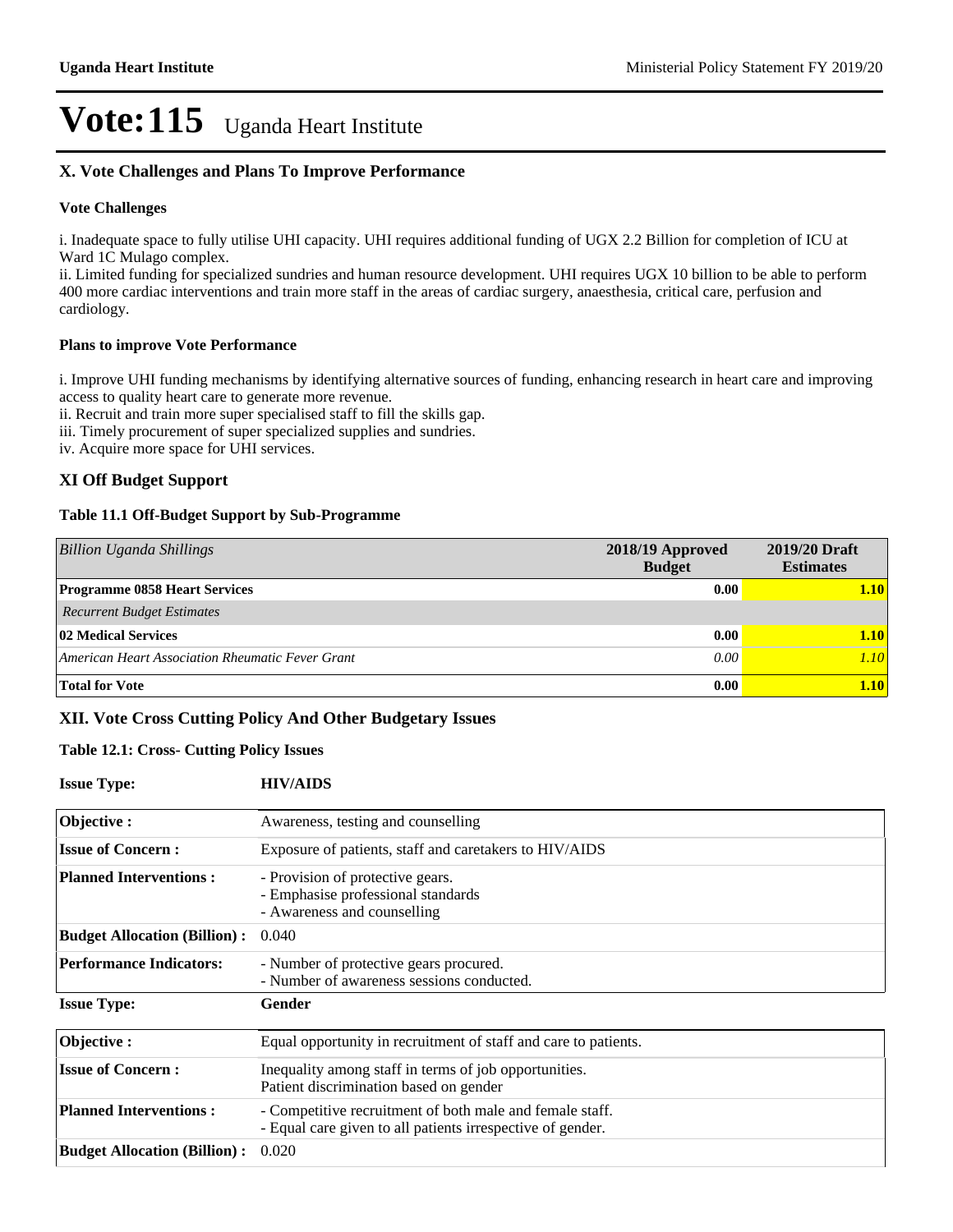# Vote:115 Uganda Heart Institute

## X. Vote Challenges and Plans To Improve Performance

### Vote Challenges

i. Inadequate space to fully utilise UHI capacity. UHI requires additional funding of UGX 2.2 Billion for completion of ICU at Ward 1C Mulago complex.
ii. Limited funding for specialized sundries and human resource development. UHI requires UGX 10 billion to be able to perform 400 more cardiac interventions and train more staff in the areas of cardiac surgery, anaesthesia, critical care, perfusion and cardiology.

### Plans to improve Vote Performance

i. Improve UHI funding mechanisms by identifying alternative sources of funding, enhancing research in heart care and improving access to quality heart care to generate more revenue.
ii. Recruit and train more super specialised staff to fill the skills gap.
iii. Timely procurement of super specialized supplies and sundries.
iv. Acquire more space for UHI services.

## XI Off Budget Support

### Table 11.1 Off-Budget Support by Sub-Programme

| *Billion Uganda Shillings* | 2018/19 Approved Budget | 2019/20 Draft Estimates |
|---|---|---|
| **Programme 0858 Heart Services** | **0.00** | **1.10** |
| *Recurrent Budget Estimates* | | |
| **02 Medical Services** | **0.00** | **1.10** |
| *American Heart Association Rheumatic Fever Grant* | *0.00* | *1.10* |
| **Total for Vote** | **0.00** | **1.10** |

## XII. Vote Cross Cutting Policy And Other Budgetary Issues

### Table 12.1: Cross- Cutting Policy Issues

**Issue Type:** **HIV/AIDS**

| | |
|---|---|
| **Objective :** | Awareness, testing and counselling |
| **Issue of Concern :** | Exposure of patients, staff and caretakers to HIV/AIDS |
| **Planned Interventions :** | - Provision of protective gears.<br>- Emphasise professional standards<br>- Awareness and counselling |
| **Budget Allocation (Billion) :** | 0.040 |
| **Performance Indicators:** | - Number of protective gears procured.<br>- Number of awareness sessions conducted. |

**Issue Type:** **Gender**

| | |
|---|---|
| **Objective :** | Equal opportunity in recruitment of staff and care to patients. |
| **Issue of Concern :** | Inequality among staff in terms of job opportunities.<br>Patient discrimination based on gender |
| **Planned Interventions :** | - Competitive recruitment of both male and female staff.<br>- Equal care given to all patients irrespective of gender. |
| **Budget Allocation (Billion) :** | 0.020 |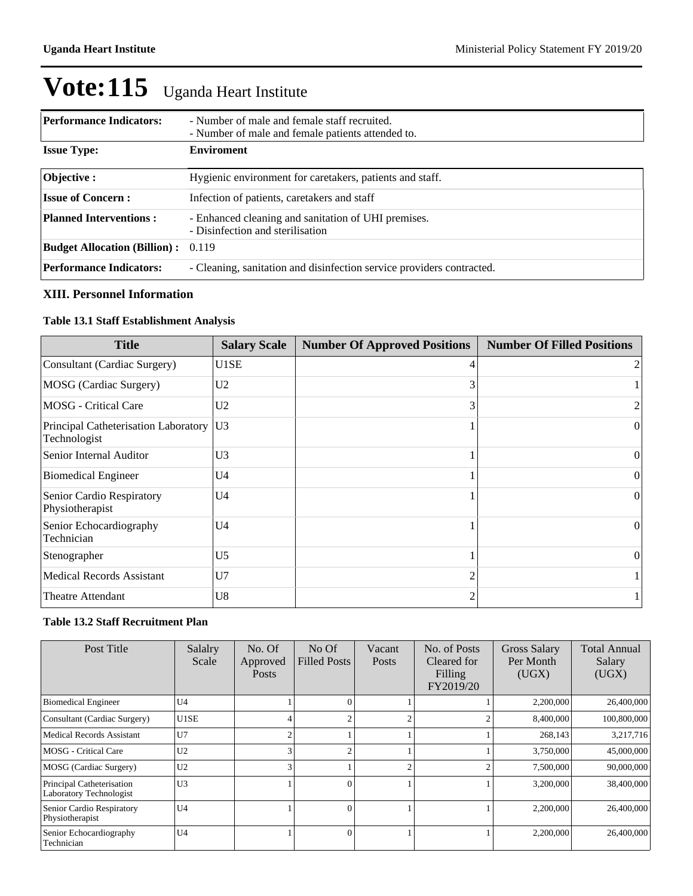# Vote:115 Uganda Heart Institute

| | |
|---|---|
| **Performance Indicators:** | - Number of male and female staff recruited.<br>- Number of male and female patients attended to. |
| **Issue Type:** | **Enviroment** |
| **Objective :** | Hygienic environment for caretakers, patients and staff. |
| **Issue of Concern :** | Infection of patients, caretakers and staff |
| **Planned Interventions :** | - Enhanced cleaning and sanitation of UHI premises.<br>- Disinfection and sterilisation |
| **Budget Allocation (Billion) :** | 0.119 |
| **Performance Indicators:** | - Cleaning, sanitation and disinfection service providers contracted. |

### XIII. Personnel Information

#### Table 13.1 Staff Establishment Analysis

| Title | Salary Scale | Number Of Approved Positions | Number Of Filled Positions |
|---|---|---|---|
| Consultant (Cardiac Surgery) | U1SE | 4 | 2 |
| MOSG (Cardiac Surgery) | U2 | 3 | 1 |
| MOSG - Critical Care | U2 | 3 | 2 |
| Principal Catheterisation Laboratory Technologist | U3 | 1 | 0 |
| Senior Internal Auditor | U3 | 1 | 0 |
| Biomedical Engineer | U4 | 1 | 0 |
| Senior Cardio Respiratory Physiotherapist | U4 | 1 | 0 |
| Senior Echocardiography Technician | U4 | 1 | 0 |
| Stenographer | U5 | 1 | 0 |
| Medical Records Assistant | U7 | 2 | 1 |
| Theatre Attendant | U8 | 2 | 1 |

#### Table 13.2 Staff Recruitment Plan

| Post Title | Salalry Scale | No. Of Approved Posts | No Of Filled Posts | Vacant Posts | No. of Posts Cleared for Filling FY2019/20 | Gross Salary Per Month (UGX) | Total Annual Salary (UGX) |
|---|---|---|---|---|---|---|---|
| Biomedical Engineer | U4 | 1 | 0 | 1 | 1 | 2,200,000 | 26,400,000 |
| Consultant (Cardiac Surgery) | U1SE | 4 | 2 | 2 | 2 | 8,400,000 | 100,800,000 |
| Medical Records Assistant | U7 | 2 | 1 | 1 | 1 | 268,143 | 3,217,716 |
| MOSG - Critical Care | U2 | 3 | 2 | 1 | 1 | 3,750,000 | 45,000,000 |
| MOSG (Cardiac Surgery) | U2 | 3 | 1 | 2 | 2 | 7,500,000 | 90,000,000 |
| Principal Catheterisation Laboratory Technologist | U3 | 1 | 0 | 1 | 1 | 3,200,000 | 38,400,000 |
| Senior Cardio Respiratory Physiotherapist | U4 | 1 | 0 | 1 | 1 | 2,200,000 | 26,400,000 |
| Senior Echocardiography Technician | U4 | 1 | 0 | 1 | 1 | 2,200,000 | 26,400,000 |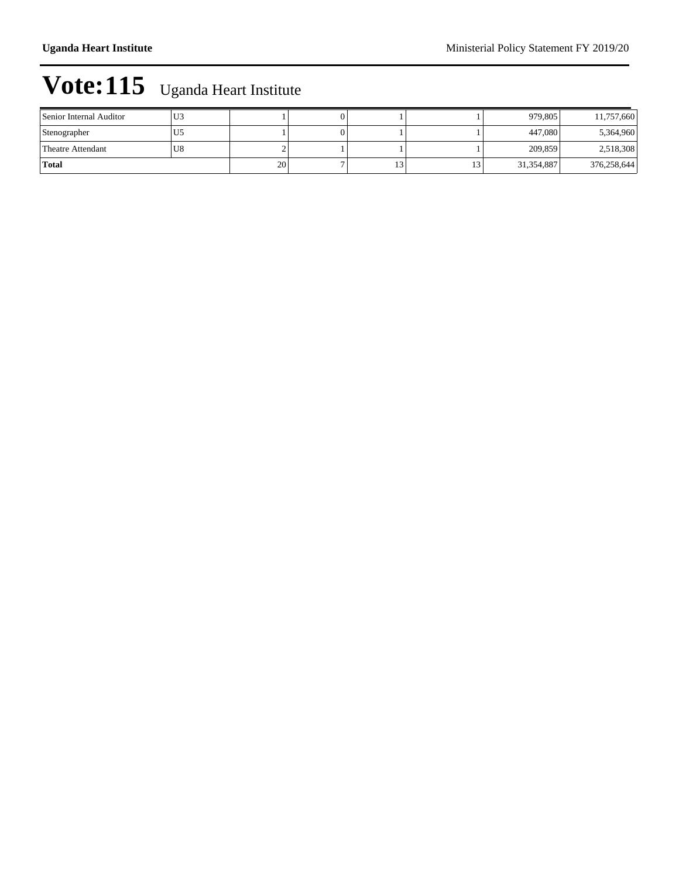# Vote:115 Uganda Heart Institute

| | | | | | | | |
|---|---|---|---|---|---|---|---|
| Senior Internal Auditor | U3 | 1 | 0 | 1 | 1 | 979,805 | 11,757,660 |
| Stenographer | U5 | 1 | 0 | 1 | 1 | 447,080 | 5,364,960 |
| Theatre Attendant | U8 | 2 | 1 | 1 | 1 | 209,859 | 2,518,308 |
| **Total** | | 20 | 7 | 13 | 13 | 31,354,887 | 376,258,644 |